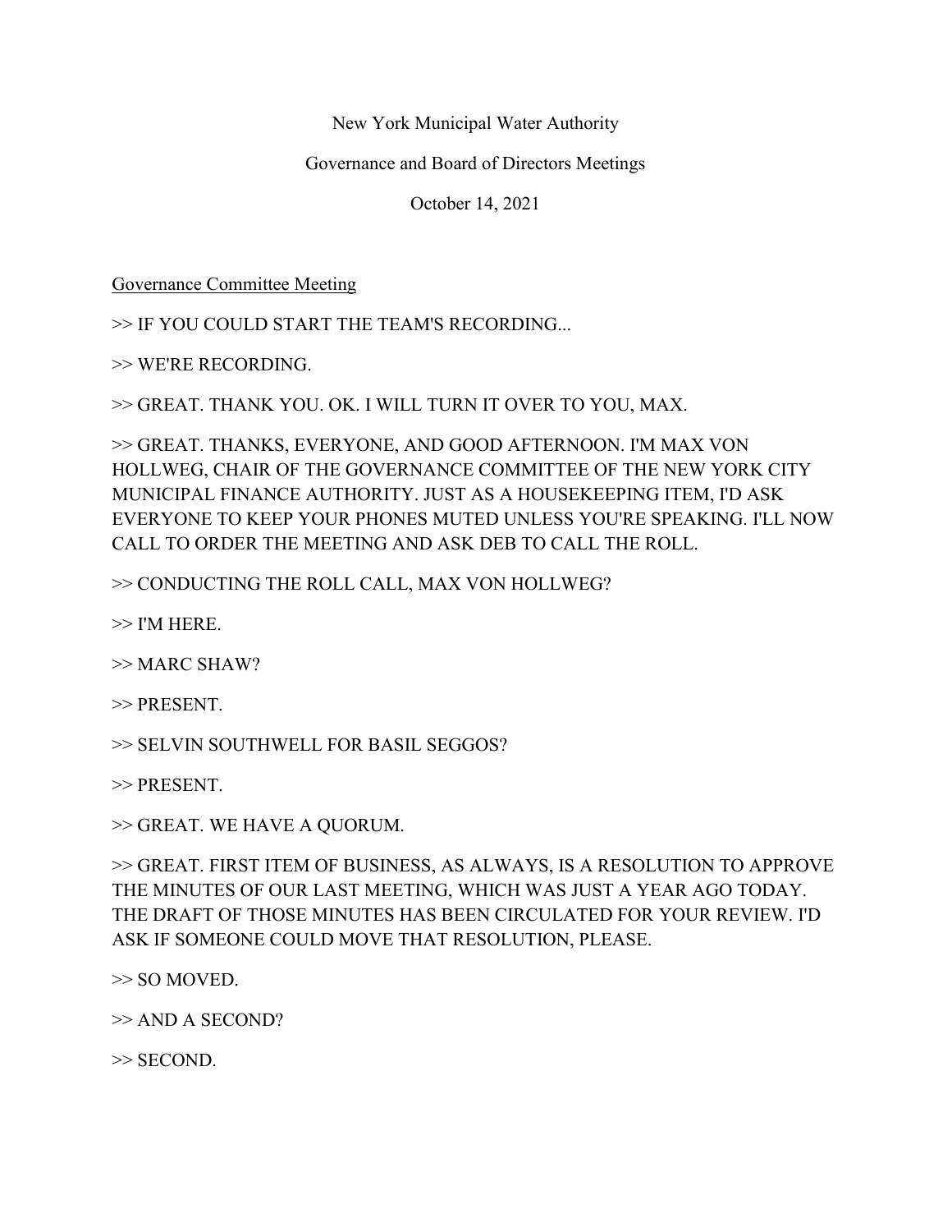New York Municipal Water Authority

Governance and Board of Directors Meetings

October 14, 2021

<u>Governance Committee Meeting</u>

>> IF YOU COULD START THE TEAM'S RECORDING...

>> WE'RE RECORDING.

>> GREAT. THANK YOU. OK. I WILL TURN IT OVER TO YOU, MAX.

>> GREAT. THANKS, EVERYONE, AND GOOD AFTERNOON. I'M MAX VON HOLLWEG, CHAIR OF THE GOVERNANCE COMMITTEE OF THE NEW YORK CITY MUNICIPAL FINANCE AUTHORITY. JUST AS A HOUSEKEEPING ITEM, I'D ASK EVERYONE TO KEEP YOUR PHONES MUTED UNLESS YOU'RE SPEAKING. I'LL NOW CALL TO ORDER THE MEETING AND ASK DEB TO CALL THE ROLL.

>> CONDUCTING THE ROLL CALL, MAX VON HOLLWEG?

>> I'M HERE.

>> MARC SHAW?

>> PRESENT.

>> SELVIN SOUTHWELL FOR BASIL SEGGOS?

>> PRESENT.

>> GREAT. WE HAVE A QUORUM.

>> GREAT. FIRST ITEM OF BUSINESS, AS ALWAYS, IS A RESOLUTION TO APPROVE THE MINUTES OF OUR LAST MEETING, WHICH WAS JUST A YEAR AGO TODAY. THE DRAFT OF THOSE MINUTES HAS BEEN CIRCULATED FOR YOUR REVIEW. I'D ASK IF SOMEONE COULD MOVE THAT RESOLUTION, PLEASE.

>> SO MOVED.

>> AND A SECOND?

>> SECOND.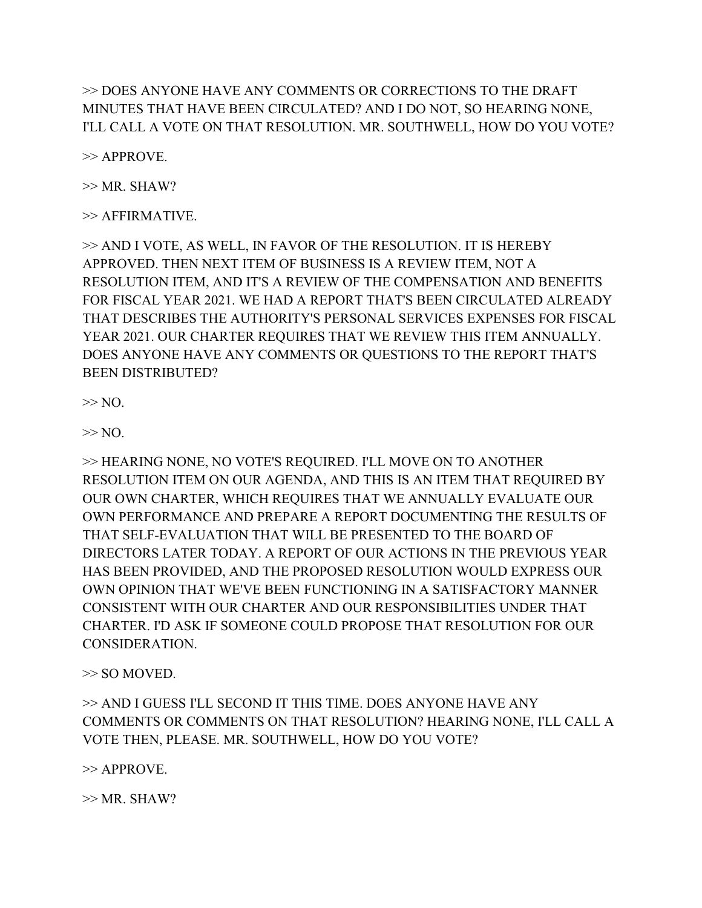>> DOES ANYONE HAVE ANY COMMENTS OR CORRECTIONS TO THE DRAFT MINUTES THAT HAVE BEEN CIRCULATED? AND I DO NOT, SO HEARING NONE, I'LL CALL A VOTE ON THAT RESOLUTION. MR. SOUTHWELL, HOW DO YOU VOTE?

>> APPROVE.

>> MR. SHAW?

>> AFFIRMATIVE.

>> AND I VOTE, AS WELL, IN FAVOR OF THE RESOLUTION. IT IS HEREBY APPROVED. THEN NEXT ITEM OF BUSINESS IS A REVIEW ITEM, NOT A RESOLUTION ITEM, AND IT'S A REVIEW OF THE COMPENSATION AND BENEFITS FOR FISCAL YEAR 2021. WE HAD A REPORT THAT'S BEEN CIRCULATED ALREADY THAT DESCRIBES THE AUTHORITY'S PERSONAL SERVICES EXPENSES FOR FISCAL YEAR 2021. OUR CHARTER REQUIRES THAT WE REVIEW THIS ITEM ANNUALLY. DOES ANYONE HAVE ANY COMMENTS OR QUESTIONS TO THE REPORT THAT'S BEEN DISTRIBUTED?

>> NO.

>> NO.

>> HEARING NONE, NO VOTE'S REQUIRED. I'LL MOVE ON TO ANOTHER RESOLUTION ITEM ON OUR AGENDA, AND THIS IS AN ITEM THAT REQUIRED BY OUR OWN CHARTER, WHICH REQUIRES THAT WE ANNUALLY EVALUATE OUR OWN PERFORMANCE AND PREPARE A REPORT DOCUMENTING THE RESULTS OF THAT SELF-EVALUATION THAT WILL BE PRESENTED TO THE BOARD OF DIRECTORS LATER TODAY. A REPORT OF OUR ACTIONS IN THE PREVIOUS YEAR HAS BEEN PROVIDED, AND THE PROPOSED RESOLUTION WOULD EXPRESS OUR OWN OPINION THAT WE'VE BEEN FUNCTIONING IN A SATISFACTORY MANNER CONSISTENT WITH OUR CHARTER AND OUR RESPONSIBILITIES UNDER THAT CHARTER. I'D ASK IF SOMEONE COULD PROPOSE THAT RESOLUTION FOR OUR CONSIDERATION.

>> SO MOVED.

>> AND I GUESS I'LL SECOND IT THIS TIME. DOES ANYONE HAVE ANY COMMENTS OR COMMENTS ON THAT RESOLUTION? HEARING NONE, I'LL CALL A VOTE THEN, PLEASE. MR. SOUTHWELL, HOW DO YOU VOTE?

>> APPROVE.

>> MR. SHAW?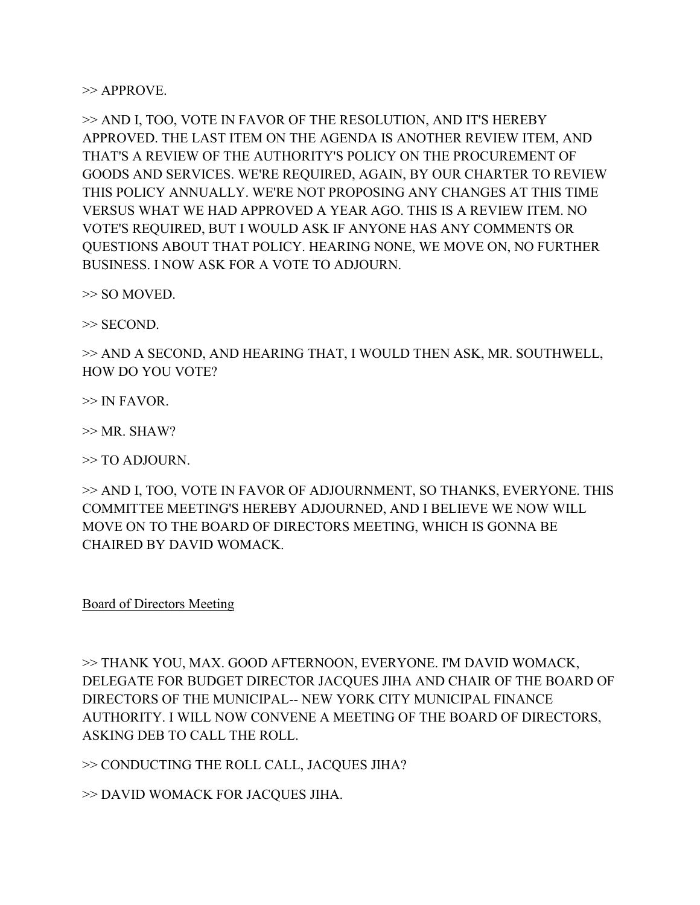>> APPROVE.

>> AND I, TOO, VOTE IN FAVOR OF THE RESOLUTION, AND IT'S HEREBY APPROVED. THE LAST ITEM ON THE AGENDA IS ANOTHER REVIEW ITEM, AND THAT'S A REVIEW OF THE AUTHORITY'S POLICY ON THE PROCUREMENT OF GOODS AND SERVICES. WE'RE REQUIRED, AGAIN, BY OUR CHARTER TO REVIEW THIS POLICY ANNUALLY. WE'RE NOT PROPOSING ANY CHANGES AT THIS TIME VERSUS WHAT WE HAD APPROVED A YEAR AGO. THIS IS A REVIEW ITEM. NO VOTE'S REQUIRED, BUT I WOULD ASK IF ANYONE HAS ANY COMMENTS OR QUESTIONS ABOUT THAT POLICY. HEARING NONE, WE MOVE ON, NO FURTHER BUSINESS. I NOW ASK FOR A VOTE TO ADJOURN.

>> SO MOVED.

>> SECOND.

>> AND A SECOND, AND HEARING THAT, I WOULD THEN ASK, MR. SOUTHWELL, HOW DO YOU VOTE?

>> IN FAVOR.

>> MR. SHAW?

>> TO ADJOURN.

>> AND I, TOO, VOTE IN FAVOR OF ADJOURNMENT, SO THANKS, EVERYONE. THIS COMMITTEE MEETING'S HEREBY ADJOURNED, AND I BELIEVE WE NOW WILL MOVE ON TO THE BOARD OF DIRECTORS MEETING, WHICH IS GONNA BE CHAIRED BY DAVID WOMACK.

<u>Board of Directors Meeting</u>

>> THANK YOU, MAX. GOOD AFTERNOON, EVERYONE. I'M DAVID WOMACK, DELEGATE FOR BUDGET DIRECTOR JACQUES JIHA AND CHAIR OF THE BOARD OF DIRECTORS OF THE MUNICIPAL-- NEW YORK CITY MUNICIPAL FINANCE AUTHORITY. I WILL NOW CONVENE A MEETING OF THE BOARD OF DIRECTORS, ASKING DEB TO CALL THE ROLL.

>> CONDUCTING THE ROLL CALL, JACQUES JIHA?

>> DAVID WOMACK FOR JACQUES JIHA.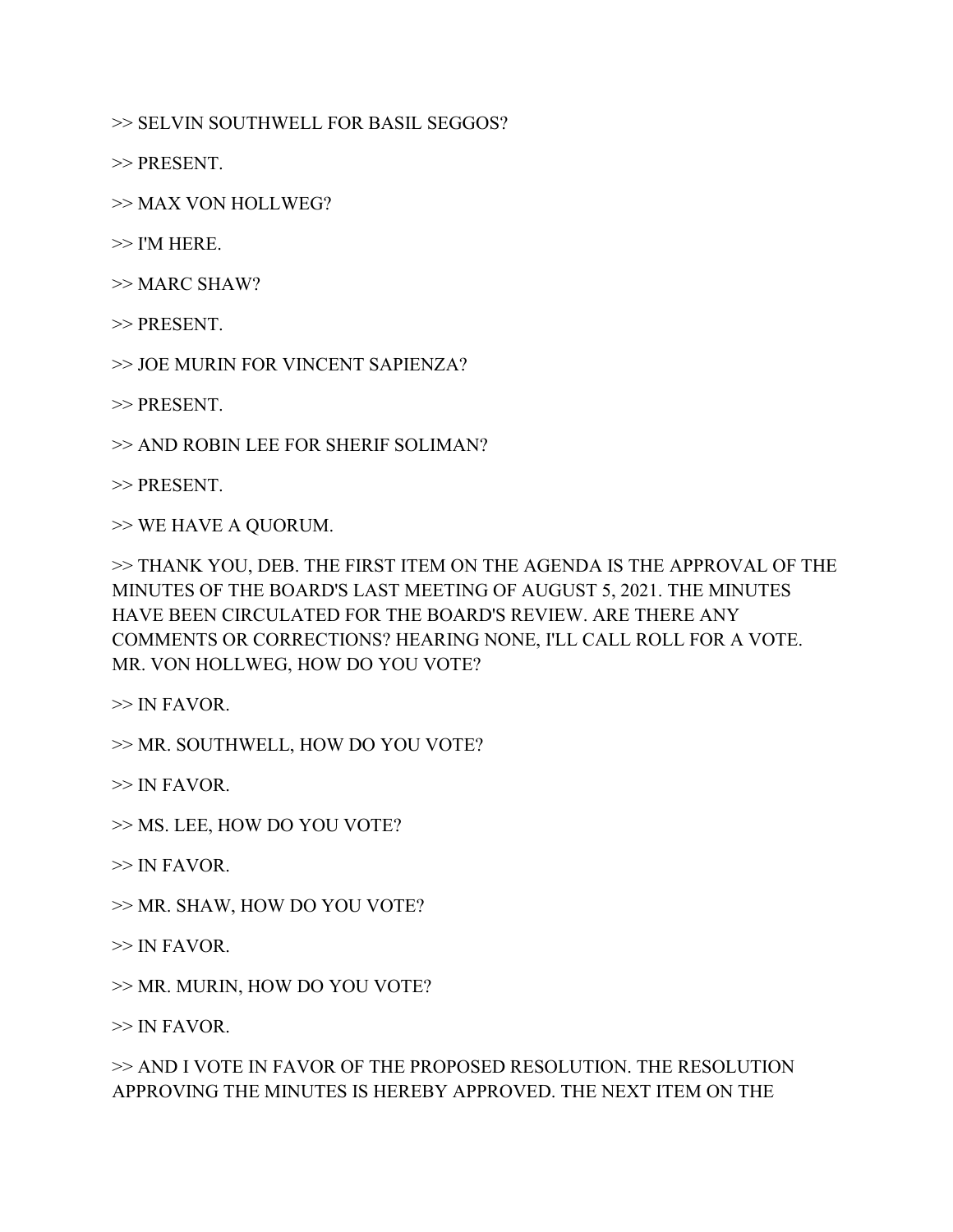>> SELVIN SOUTHWELL FOR BASIL SEGGOS?

>> PRESENT.

>> MAX VON HOLLWEG?

>> I'M HERE.

>> MARC SHAW?

>> PRESENT.

>> JOE MURIN FOR VINCENT SAPIENZA?

>> PRESENT.

>> AND ROBIN LEE FOR SHERIF SOLIMAN?

>> PRESENT.

>> WE HAVE A QUORUM.

>> THANK YOU, DEB. THE FIRST ITEM ON THE AGENDA IS THE APPROVAL OF THE MINUTES OF THE BOARD'S LAST MEETING OF AUGUST 5, 2021. THE MINUTES HAVE BEEN CIRCULATED FOR THE BOARD'S REVIEW. ARE THERE ANY COMMENTS OR CORRECTIONS? HEARING NONE, I'LL CALL ROLL FOR A VOTE. MR. VON HOLLWEG, HOW DO YOU VOTE?

>> IN FAVOR.

>> MR. SOUTHWELL, HOW DO YOU VOTE?

>> IN FAVOR.

>> MS. LEE, HOW DO YOU VOTE?

>> IN FAVOR.

>> MR. SHAW, HOW DO YOU VOTE?

>> IN FAVOR.

>> MR. MURIN, HOW DO YOU VOTE?

>> IN FAVOR.

>> AND I VOTE IN FAVOR OF THE PROPOSED RESOLUTION. THE RESOLUTION APPROVING THE MINUTES IS HEREBY APPROVED. THE NEXT ITEM ON THE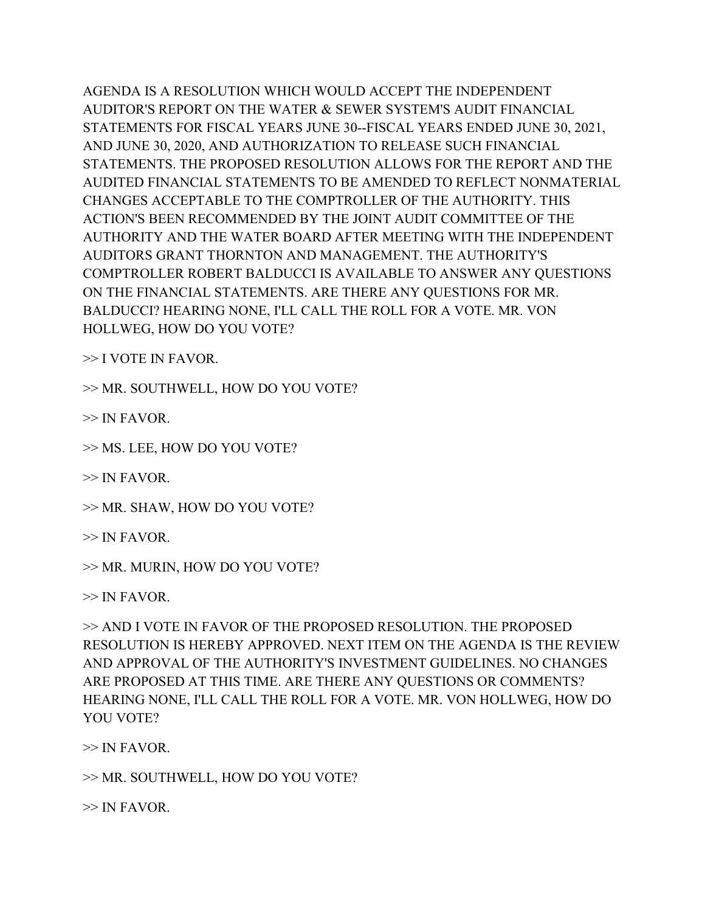AGENDA IS A RESOLUTION WHICH WOULD ACCEPT THE INDEPENDENT AUDITOR'S REPORT ON THE WATER & SEWER SYSTEM'S AUDIT FINANCIAL STATEMENTS FOR FISCAL YEARS JUNE 30--FISCAL YEARS ENDED JUNE 30, 2021, AND JUNE 30, 2020, AND AUTHORIZATION TO RELEASE SUCH FINANCIAL STATEMENTS. THE PROPOSED RESOLUTION ALLOWS FOR THE REPORT AND THE AUDITED FINANCIAL STATEMENTS TO BE AMENDED TO REFLECT NONMATERIAL CHANGES ACCEPTABLE TO THE COMPTROLLER OF THE AUTHORITY. THIS ACTION'S BEEN RECOMMENDED BY THE JOINT AUDIT COMMITTEE OF THE AUTHORITY AND THE WATER BOARD AFTER MEETING WITH THE INDEPENDENT AUDITORS GRANT THORNTON AND MANAGEMENT. THE AUTHORITY'S COMPTROLLER ROBERT BALDUCCI IS AVAILABLE TO ANSWER ANY QUESTIONS ON THE FINANCIAL STATEMENTS. ARE THERE ANY QUESTIONS FOR MR. BALDUCCI? HEARING NONE, I'LL CALL THE ROLL FOR A VOTE. MR. VON HOLLWEG, HOW DO YOU VOTE?

>> I VOTE IN FAVOR.

>> MR. SOUTHWELL, HOW DO YOU VOTE?

>> IN FAVOR.

>> MS. LEE, HOW DO YOU VOTE?

>> IN FAVOR.

>> MR. SHAW, HOW DO YOU VOTE?

>> IN FAVOR.

>> MR. MURIN, HOW DO YOU VOTE?

>> IN FAVOR.

>> AND I VOTE IN FAVOR OF THE PROPOSED RESOLUTION. THE PROPOSED RESOLUTION IS HEREBY APPROVED. NEXT ITEM ON THE AGENDA IS THE REVIEW AND APPROVAL OF THE AUTHORITY'S INVESTMENT GUIDELINES. NO CHANGES ARE PROPOSED AT THIS TIME. ARE THERE ANY QUESTIONS OR COMMENTS? HEARING NONE, I'LL CALL THE ROLL FOR A VOTE. MR. VON HOLLWEG, HOW DO YOU VOTE?

>> IN FAVOR.

>> MR. SOUTHWELL, HOW DO YOU VOTE?

>> IN FAVOR.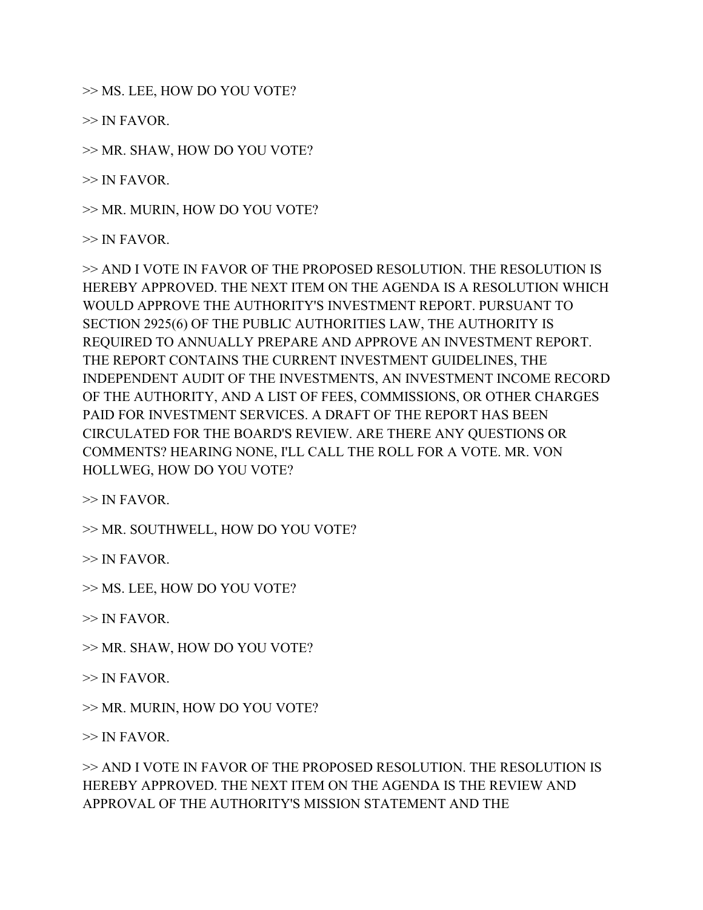>> MS. LEE, HOW DO YOU VOTE?

>> IN FAVOR.

>> MR. SHAW, HOW DO YOU VOTE?

>> IN FAVOR.

>> MR. MURIN, HOW DO YOU VOTE?

>> IN FAVOR.

>> AND I VOTE IN FAVOR OF THE PROPOSED RESOLUTION. THE RESOLUTION IS HEREBY APPROVED. THE NEXT ITEM ON THE AGENDA IS A RESOLUTION WHICH WOULD APPROVE THE AUTHORITY'S INVESTMENT REPORT. PURSUANT TO SECTION 2925(6) OF THE PUBLIC AUTHORITIES LAW, THE AUTHORITY IS REQUIRED TO ANNUALLY PREPARE AND APPROVE AN INVESTMENT REPORT. THE REPORT CONTAINS THE CURRENT INVESTMENT GUIDELINES, THE INDEPENDENT AUDIT OF THE INVESTMENTS, AN INVESTMENT INCOME RECORD OF THE AUTHORITY, AND A LIST OF FEES, COMMISSIONS, OR OTHER CHARGES PAID FOR INVESTMENT SERVICES. A DRAFT OF THE REPORT HAS BEEN CIRCULATED FOR THE BOARD'S REVIEW. ARE THERE ANY QUESTIONS OR COMMENTS? HEARING NONE, I'LL CALL THE ROLL FOR A VOTE. MR. VON HOLLWEG, HOW DO YOU VOTE?

>> IN FAVOR.

>> MR. SOUTHWELL, HOW DO YOU VOTE?

>> IN FAVOR.

>> MS. LEE, HOW DO YOU VOTE?

>> IN FAVOR.

>> MR. SHAW, HOW DO YOU VOTE?

>> IN FAVOR.

>> MR. MURIN, HOW DO YOU VOTE?

>> IN FAVOR.

>> AND I VOTE IN FAVOR OF THE PROPOSED RESOLUTION. THE RESOLUTION IS HEREBY APPROVED. THE NEXT ITEM ON THE AGENDA IS THE REVIEW AND APPROVAL OF THE AUTHORITY'S MISSION STATEMENT AND THE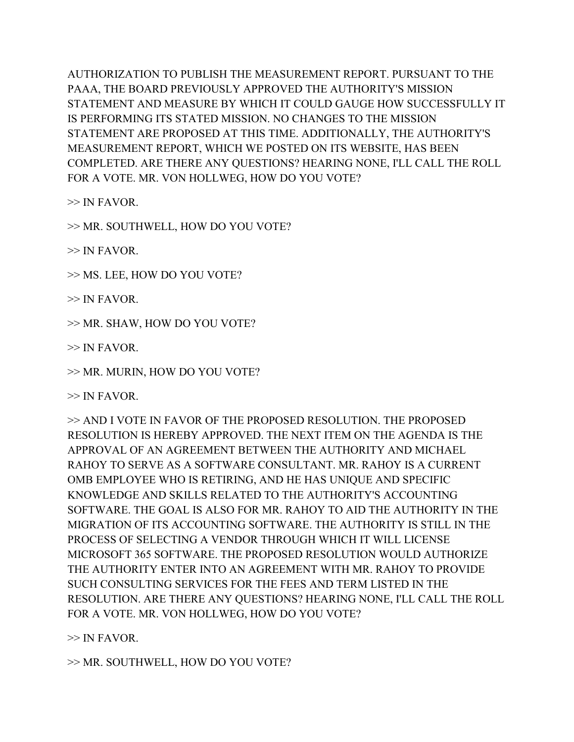AUTHORIZATION TO PUBLISH THE MEASUREMENT REPORT. PURSUANT TO THE PAAA, THE BOARD PREVIOUSLY APPROVED THE AUTHORITY'S MISSION STATEMENT AND MEASURE BY WHICH IT COULD GAUGE HOW SUCCESSFULLY IT IS PERFORMING ITS STATED MISSION. NO CHANGES TO THE MISSION STATEMENT ARE PROPOSED AT THIS TIME. ADDITIONALLY, THE AUTHORITY'S MEASUREMENT REPORT, WHICH WE POSTED ON ITS WEBSITE, HAS BEEN COMPLETED. ARE THERE ANY QUESTIONS? HEARING NONE, I'LL CALL THE ROLL FOR A VOTE. MR. VON HOLLWEG, HOW DO YOU VOTE?

>> IN FAVOR.

>> MR. SOUTHWELL, HOW DO YOU VOTE?

>> IN FAVOR.

>> MS. LEE, HOW DO YOU VOTE?

>> IN FAVOR.

>> MR. SHAW, HOW DO YOU VOTE?

>> IN FAVOR.

>> MR. MURIN, HOW DO YOU VOTE?

>> IN FAVOR.

>> AND I VOTE IN FAVOR OF THE PROPOSED RESOLUTION. THE PROPOSED RESOLUTION IS HEREBY APPROVED. THE NEXT ITEM ON THE AGENDA IS THE APPROVAL OF AN AGREEMENT BETWEEN THE AUTHORITY AND MICHAEL RAHOY TO SERVE AS A SOFTWARE CONSULTANT. MR. RAHOY IS A CURRENT OMB EMPLOYEE WHO IS RETIRING, AND HE HAS UNIQUE AND SPECIFIC KNOWLEDGE AND SKILLS RELATED TO THE AUTHORITY'S ACCOUNTING SOFTWARE. THE GOAL IS ALSO FOR MR. RAHOY TO AID THE AUTHORITY IN THE MIGRATION OF ITS ACCOUNTING SOFTWARE. THE AUTHORITY IS STILL IN THE PROCESS OF SELECTING A VENDOR THROUGH WHICH IT WILL LICENSE MICROSOFT 365 SOFTWARE. THE PROPOSED RESOLUTION WOULD AUTHORIZE THE AUTHORITY ENTER INTO AN AGREEMENT WITH MR. RAHOY TO PROVIDE SUCH CONSULTING SERVICES FOR THE FEES AND TERM LISTED IN THE RESOLUTION. ARE THERE ANY QUESTIONS? HEARING NONE, I'LL CALL THE ROLL FOR A VOTE. MR. VON HOLLWEG, HOW DO YOU VOTE?

>> IN FAVOR.

>> MR. SOUTHWELL, HOW DO YOU VOTE?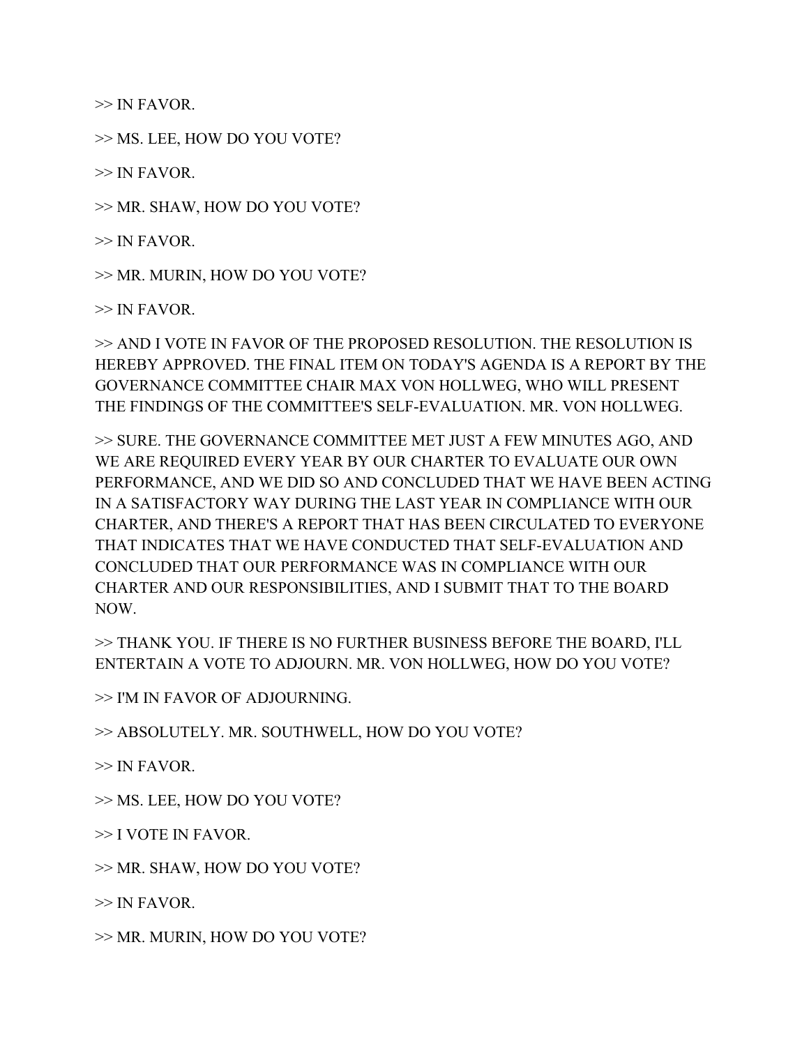>> IN FAVOR.

>> MS. LEE, HOW DO YOU VOTE?

>> IN FAVOR.

>> MR. SHAW, HOW DO YOU VOTE?

>> IN FAVOR.

>> MR. MURIN, HOW DO YOU VOTE?

>> IN FAVOR.

>> AND I VOTE IN FAVOR OF THE PROPOSED RESOLUTION. THE RESOLUTION IS HEREBY APPROVED. THE FINAL ITEM ON TODAY'S AGENDA IS A REPORT BY THE GOVERNANCE COMMITTEE CHAIR MAX VON HOLLWEG, WHO WILL PRESENT THE FINDINGS OF THE COMMITTEE'S SELF-EVALUATION. MR. VON HOLLWEG.

>> SURE. THE GOVERNANCE COMMITTEE MET JUST A FEW MINUTES AGO, AND WE ARE REQUIRED EVERY YEAR BY OUR CHARTER TO EVALUATE OUR OWN PERFORMANCE, AND WE DID SO AND CONCLUDED THAT WE HAVE BEEN ACTING IN A SATISFACTORY WAY DURING THE LAST YEAR IN COMPLIANCE WITH OUR CHARTER, AND THERE'S A REPORT THAT HAS BEEN CIRCULATED TO EVERYONE THAT INDICATES THAT WE HAVE CONDUCTED THAT SELF-EVALUATION AND CONCLUDED THAT OUR PERFORMANCE WAS IN COMPLIANCE WITH OUR CHARTER AND OUR RESPONSIBILITIES, AND I SUBMIT THAT TO THE BOARD NOW.

>> THANK YOU. IF THERE IS NO FURTHER BUSINESS BEFORE THE BOARD, I'LL ENTERTAIN A VOTE TO ADJOURN. MR. VON HOLLWEG, HOW DO YOU VOTE?

>> I'M IN FAVOR OF ADJOURNING.

>> ABSOLUTELY. MR. SOUTHWELL, HOW DO YOU VOTE?

>> IN FAVOR.

>> MS. LEE, HOW DO YOU VOTE?

>> I VOTE IN FAVOR.

>> MR. SHAW, HOW DO YOU VOTE?

>> IN FAVOR.

>> MR. MURIN, HOW DO YOU VOTE?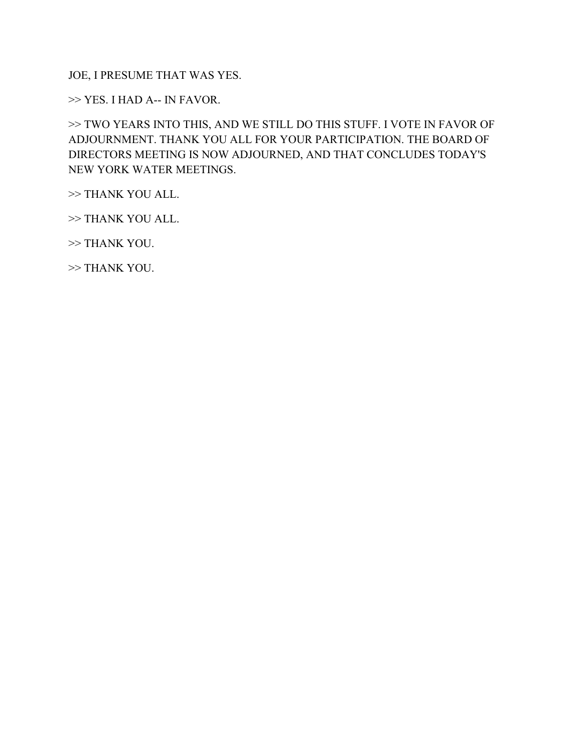JOE, I PRESUME THAT WAS YES.

>> YES. I HAD A-- IN FAVOR.

>> TWO YEARS INTO THIS, AND WE STILL DO THIS STUFF. I VOTE IN FAVOR OF ADJOURNMENT. THANK YOU ALL FOR YOUR PARTICIPATION. THE BOARD OF DIRECTORS MEETING IS NOW ADJOURNED, AND THAT CONCLUDES TODAY'S NEW YORK WATER MEETINGS.

>> THANK YOU ALL.

>> THANK YOU ALL.

>> THANK YOU.

>> THANK YOU.